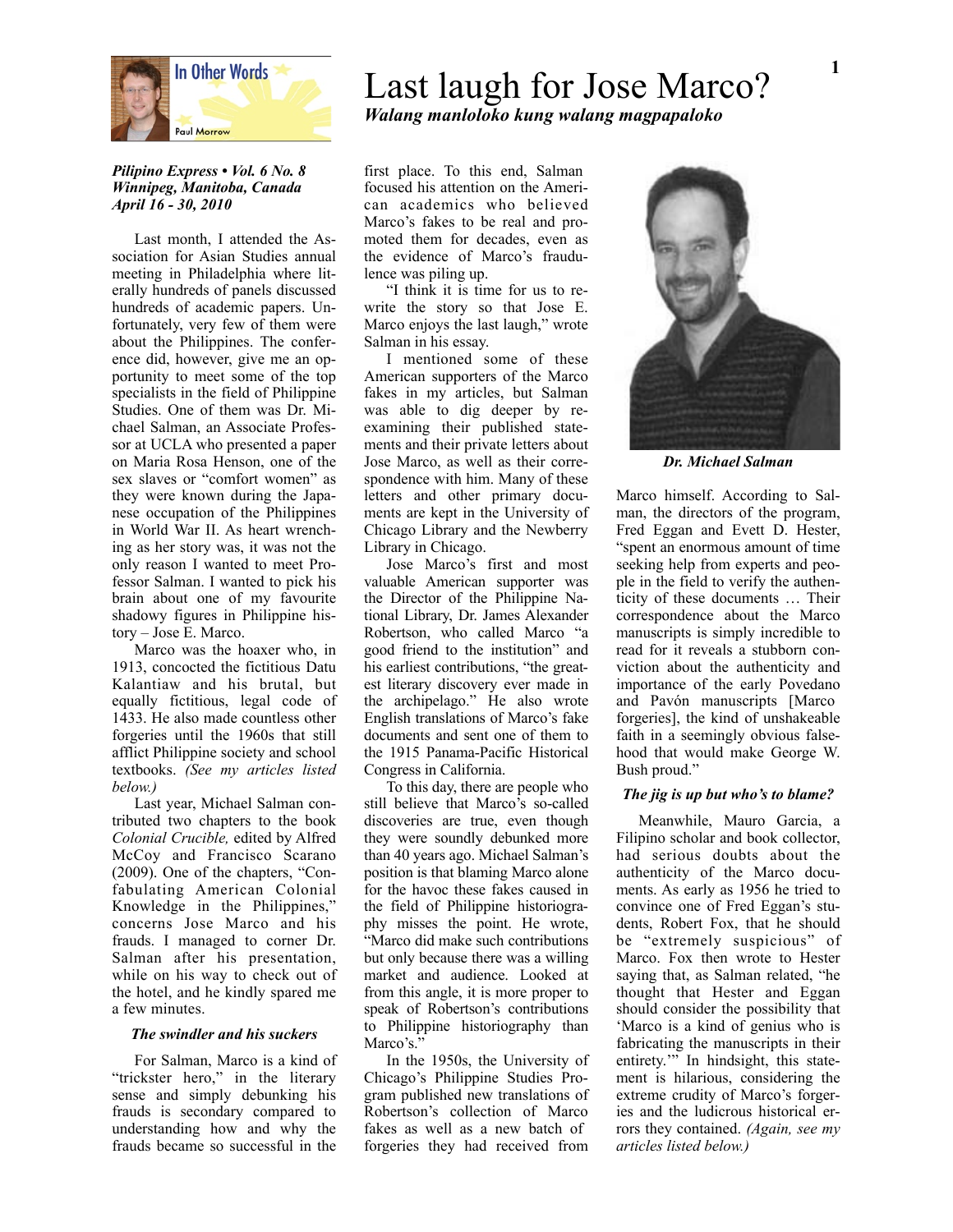In Other Words

Paul Morrow

# Last laugh for Jose Marco?

***Walang manloloko kung walang magpapaloko***

***Pilipino Express • Vol. 6 No. 8***
***Winnipeg, Manitoba, Canada***
***April 16 - 30, 2010***

Last month, I attended the Association for Asian Studies annual meeting in Philadelphia where literally hundreds of panels discussed hundreds of academic papers. Unfortunately, very few of them were about the Philippines. The conference did, however, give me an opportunity to meet some of the top specialists in the field of Philippine Studies. One of them was Dr. Michael Salman, an Associate Professor at UCLA who presented a paper on Maria Rosa Henson, one of the sex slaves or "comfort women" as they were known during the Japanese occupation of the Philippines in World War II. As heart wrenching as her story was, it was not the only reason I wanted to meet Professor Salman. I wanted to pick his brain about one of my favourite shadowy figures in Philippine history – Jose E. Marco.

Marco was the hoaxer who, in 1913, concocted the fictitious Datu Kalantiaw and his brutal, but equally fictitious, legal code of 1433. He also made countless other forgeries until the 1960s that still afflict Philippine society and school textbooks. *(See my articles listed below.)*

Last year, Michael Salman contributed two chapters to the book *Colonial Crucible,* edited by Alfred McCoy and Francisco Scarano (2009). One of the chapters, "Confabulating American Colonial Knowledge in the Philippines," concerns Jose Marco and his frauds. I managed to corner Dr. Salman after his presentation, while on his way to check out of the hotel, and he kindly spared me a few minutes.

### *The swindler and his suckers*

For Salman, Marco is a kind of "trickster hero," in the literary sense and simply debunking his frauds is secondary compared to understanding how and why the frauds became so successful in the first place. To this end, Salman focused his attention on the American academics who believed Marco's fakes to be real and promoted them for decades, even as the evidence of Marco's fraudulence was piling up.

"I think it is time for us to rewrite the story so that Jose E. Marco enjoys the last laugh," wrote Salman in his essay.

I mentioned some of these American supporters of the Marco fakes in my articles, but Salman was able to dig deeper by reexamining their published statements and their private letters about Jose Marco, as well as their correspondence with him. Many of these letters and other primary documents are kept in the University of Chicago Library and the Newberry Library in Chicago.

Jose Marco's first and most valuable American supporter was the Director of the Philippine National Library, Dr. James Alexander Robertson, who called Marco "a good friend to the institution" and his earliest contributions, "the greatest literary discovery ever made in the archipelago." He also wrote English translations of Marco's fake documents and sent one of them to the 1915 Panama-Pacific Historical Congress in California.

To this day, there are people who still believe that Marco's so-called discoveries are true, even though they were soundly debunked more than 40 years ago. Michael Salman's position is that blaming Marco alone for the havoc these fakes caused in the field of Philippine historiography misses the point. He wrote, "Marco did make such contributions but only because there was a willing market and audience. Looked at from this angle, it is more proper to speak of Robertson's contributions to Philippine historiography than Marco's."

In the 1950s, the University of Chicago's Philippine Studies Program published new translations of Robertson's collection of Marco fakes as well as a new batch of forgeries they had received from Marco himself. According to Salman, the directors of the program, Fred Eggan and Evett D. Hester, "spent an enormous amount of time seeking help from experts and people in the field to verify the authenticity of these documents … Their correspondence about the Marco manuscripts is simply incredible to read for it reveals a stubborn conviction about the authenticity and importance of the early Povedano and Pavón manuscripts [Marco forgeries], the kind of unshakeable faith in a seemingly obvious falsehood that would make George W. Bush proud."

*Dr. Michael Salman*

### *The jig is up but who's to blame?*

Meanwhile, Mauro Garcia, a Filipino scholar and book collector, had serious doubts about the authenticity of the Marco documents. As early as 1956 he tried to convince one of Fred Eggan's students, Robert Fox, that he should be "extremely suspicious" of Marco. Fox then wrote to Hester saying that, as Salman related, "he thought that Hester and Eggan should consider the possibility that 'Marco is a kind of genius who is fabricating the manuscripts in their entirety.'" In hindsight, this statement is hilarious, considering the extreme crudity of Marco's forgeries and the ludicrous historical errors they contained. *(Again, see my articles listed below.)*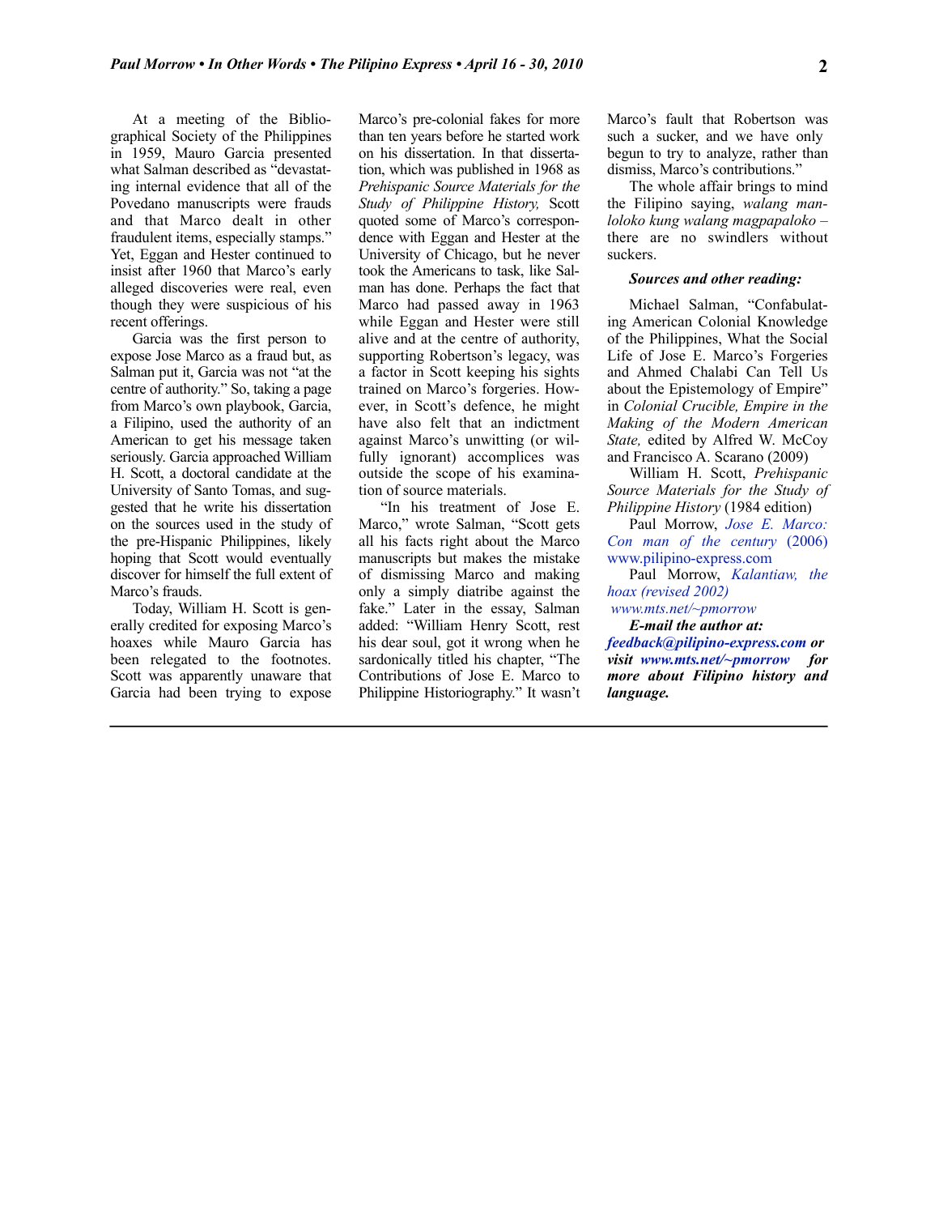At a meeting of the Bibliographical Society of the Philippines in 1959, Mauro Garcia presented what Salman described as "devastating internal evidence that all of the Povedano manuscripts were frauds and that Marco dealt in other fraudulent items, especially stamps." Yet, Eggan and Hester continued to insist after 1960 that Marco's early alleged discoveries were real, even though they were suspicious of his recent offerings.

Garcia was the first person to expose Jose Marco as a fraud but, as Salman put it, Garcia was not "at the centre of authority." So, taking a page from Marco's own playbook, Garcia, a Filipino, used the authority of an American to get his message taken seriously. Garcia approached William H. Scott, a doctoral candidate at the University of Santo Tomas, and suggested that he write his dissertation on the sources used in the study of the pre-Hispanic Philippines, likely hoping that Scott would eventually discover for himself the full extent of Marco's frauds.

Today, William H. Scott is generally credited for exposing Marco's hoaxes while Mauro Garcia has been relegated to the footnotes. Scott was apparently unaware that Garcia had been trying to expose Marco's pre-colonial fakes for more than ten years before he started work on his dissertation. In that dissertation, which was published in 1968 as *Prehispanic Source Materials for the Study of Philippine History,* Scott quoted some of Marco's correspondence with Eggan and Hester at the University of Chicago, but he never took the Americans to task, like Salman has done. Perhaps the fact that Marco had passed away in 1963 while Eggan and Hester were still alive and at the centre of authority, supporting Robertson's legacy, was a factor in Scott keeping his sights trained on Marco's forgeries. However, in Scott's defence, he might have also felt that an indictment against Marco's unwitting (or wilfully ignorant) accomplices was outside the scope of his examination of source materials.

"In his treatment of Jose E. Marco," wrote Salman, "Scott gets all his facts right about the Marco manuscripts but makes the mistake of dismissing Marco and making only a simply diatribe against the fake." Later in the essay, Salman added: "William Henry Scott, rest his dear soul, got it wrong when he sardonically titled his chapter, "The Contributions of Jose E. Marco to Philippine Historiography." It wasn't Marco's fault that Robertson was such a sucker, and we have only begun to try to analyze, rather than dismiss, Marco's contributions."

The whole affair brings to mind the Filipino saying, *walang manloloko kung walang magpapaloko* – there are no swindlers without suckers.

***Sources and other reading:***

Michael Salman, "Confabulating American Colonial Knowledge of the Philippines, What the Social Life of Jose E. Marco's Forgeries and Ahmed Chalabi Can Tell Us about the Epistemology of Empire" in *Colonial Crucible, Empire in the Making of the Modern American State,* edited by Alfred W. McCoy and Francisco A. Scarano (2009)

William H. Scott, *Prehispanic Source Materials for the Study of Philippine History* (1984 edition)

Paul Morrow, *Jose E. Marco: Con man of the century* (2006) www.pilipino-express.com

Paul Morrow, *Kalantiaw, the hoax (revised 2002)* *www.mts.net/~pmorrow*

***E-mail the author at: feedback@pilipino-express.com or visit www.mts.net/~pmorrow for more about Filipino history and language.***